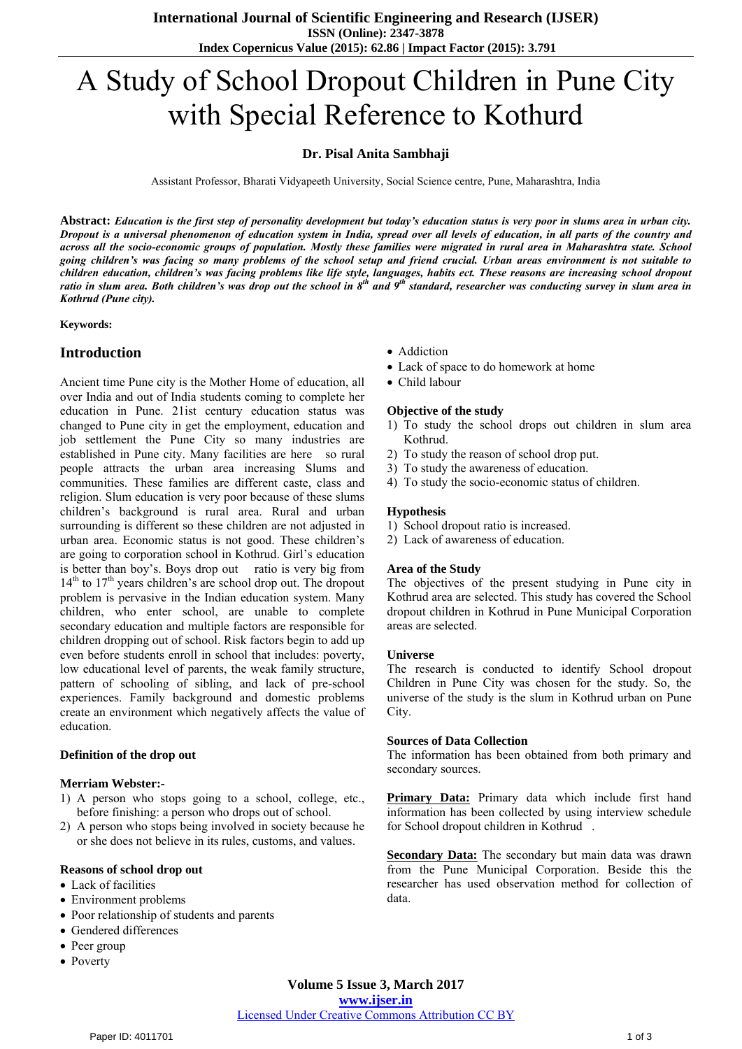# A Study of School Dropout Children in Pune City with Special Reference to Kothurd

**Dr. Pisal Anita Sambhaji**

Assistant Professor, Bharati Vidyapeeth University, Social Science centre, Pune, Maharashtra, India

**Abstract:** ***Education is the first step of personality development but today's education status is very poor in slums area in urban city. Dropout is a universal phenomenon of education system in India, spread over all levels of education, in all parts of the country and across all the socio-economic groups of population. Mostly these families were migrated in rural area in Maharashtra state. School going children's was facing so many problems of the school setup and friend crucial. Urban areas environment is not suitable to children education, children's was facing problems like life style, languages, habits ect. These reasons are increasing school dropout ratio in slum area. Both children's was drop out the school in 8th and 9th standard, researcher was conducting survey in slum area in Kothrud (Pune city).***

**Keywords:**

## Introduction

Ancient time Pune city is the Mother Home of education, all over India and out of India students coming to complete her education in Pune. 21ist century education status was changed to Pune city in get the employment, education and job settlement the Pune City so many industries are established in Pune city. Many facilities are here so rural people attracts the urban area increasing Slums and communities. These families are different caste, class and religion. Slum education is very poor because of these slums children's background is rural area. Rural and urban surrounding is different so these children are not adjusted in urban area. Economic status is not good. These children's are going to corporation school in Kothrud. Girl's education is better than boy's. Boys drop out ratio is very big from 14th to 17th years children's are school drop out. The dropout problem is pervasive in the Indian education system. Many children, who enter school, are unable to complete secondary education and multiple factors are responsible for children dropping out of school. Risk factors begin to add up even before students enroll in school that includes: poverty, low educational level of parents, the weak family structure, pattern of schooling of sibling, and lack of pre-school experiences. Family background and domestic problems create an environment which negatively affects the value of education.

### Definition of the drop out

#### Merriam Webster:-

1) A person who stops going to a school, college, etc., before finishing: a person who drops out of school.
2) A person who stops being involved in society because he or she does not believe in its rules, customs, and values.

#### Reasons of school drop out

- Lack of facilities
- Environment problems
- Poor relationship of students and parents
- Gendered differences
- Peer group
- Poverty
- Addiction
- Lack of space to do homework at home
- Child labour

### Objective of the study

1) To study the school drops out children in slum area Kothrud.
2) To study the reason of school drop put.
3) To study the awareness of education.
4) To study the socio-economic status of children.

### Hypothesis

1) School dropout ratio is increased.
2) Lack of awareness of education.

### Area of the Study

The objectives of the present studying in Pune city in Kothrud area are selected. This study has covered the School dropout children in Kothrud in Pune Municipal Corporation areas are selected.

### Universe

The research is conducted to identify School dropout Children in Pune City was chosen for the study. So, the universe of the study is the slum in Kothrud urban on Pune City.

### Sources of Data Collection

The information has been obtained from both primary and secondary sources.

**Primary Data:** Primary data which include first hand information has been collected by using interview schedule for School dropout children in Kothrud .

**Secondary Data:** The secondary but main data was drawn from the Pune Municipal Corporation. Beside this the researcher has used observation method for collection of data.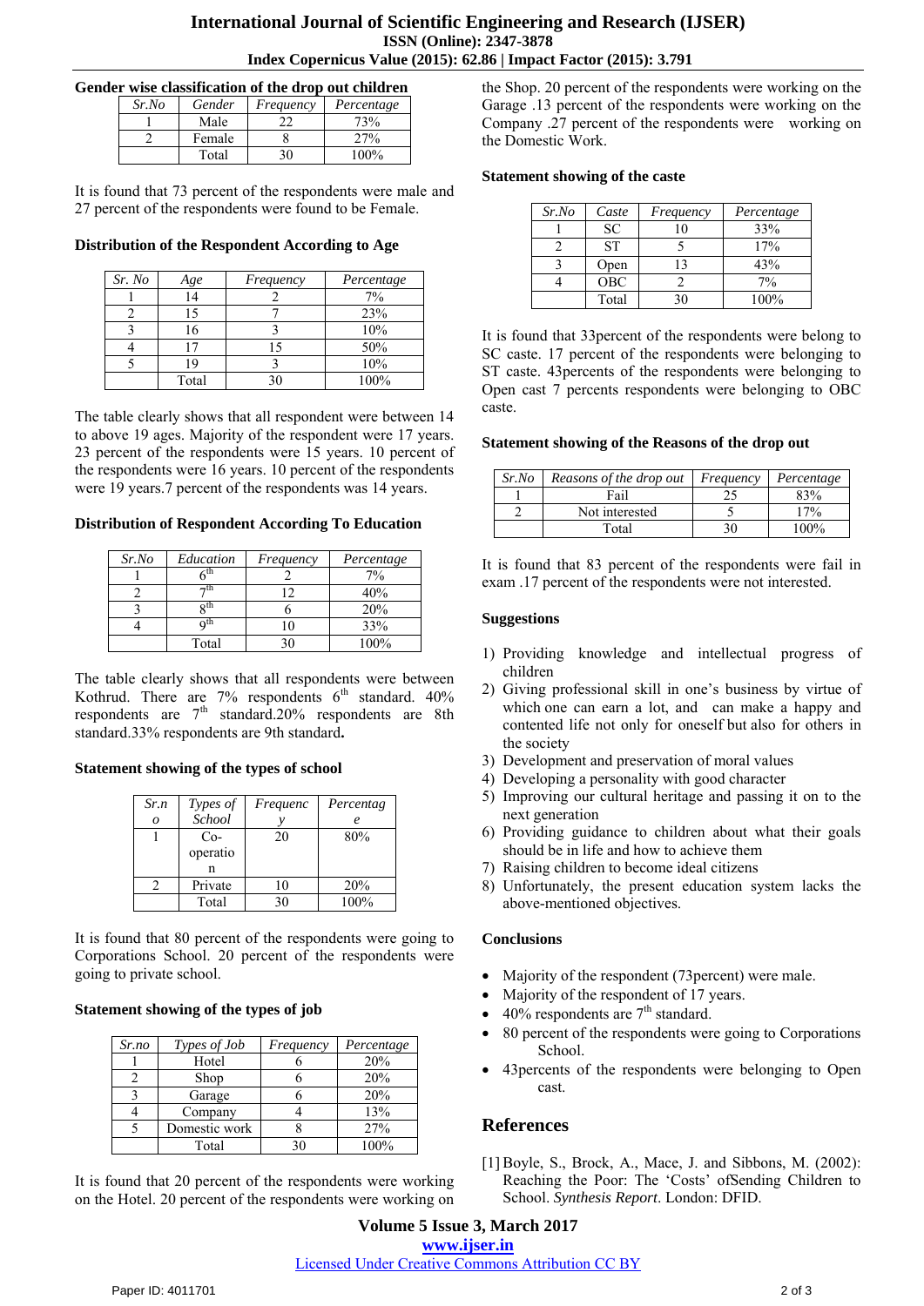**Gender wise classification of the drop out children**

| Sr.No | Gender | Frequency | Percentage |
|---|---|---|---|
| 1 | Male | 22 | 73% |
| 2 | Female | 8 | 27% |
| | Total | 30 | 100% |

It is found that 73 percent of the respondents were male and 27 percent of the respondents were found to be Female.

**Distribution of the Respondent According to Age**

| Sr. No | Age | Frequency | Percentage |
|---|---|---|---|
| 1 | 14 | 2 | 7% |
| 2 | 15 | 7 | 23% |
| 3 | 16 | 3 | 10% |
| 4 | 17 | 15 | 50% |
| 5 | 19 | 3 | 10% |
| | Total | 30 | 100% |

The table clearly shows that all respondent were between 14 to above 19 ages. Majority of the respondent were 17 years. 23 percent of the respondents were 15 years. 10 percent of the respondents were 16 years. 10 percent of the respondents were 19 years.7 percent of the respondents was 14 years.

**Distribution of Respondent According To Education**

| Sr.No | Education | Frequency | Percentage |
|---|---|---|---|
| 1 | 6th | 2 | 7% |
| 2 | 7th | 12 | 40% |
| 3 | 8th | 6 | 20% |
| 4 | 9th | 10 | 33% |
| | Total | 30 | 100% |

The table clearly shows that all respondents were between Kothrud. There are 7% respondents 6th standard. 40% respondents are 7th standard.20% respondents are 8th standard.33% respondents are 9th standard**.**

**Statement showing of the types of school**

| Sr.no | Types of School | Frequency | Percentage |
|---|---|---|---|
| 1 | Co-operation | 20 | 80% |
| 2 | Private | 10 | 20% |
| | Total | 30 | 100% |

It is found that 80 percent of the respondents were going to Corporations School. 20 percent of the respondents were going to private school.

**Statement showing of the types of job**

| Sr.no | Types of Job | Frequency | Percentage |
|---|---|---|---|
| 1 | Hotel | 6 | 20% |
| 2 | Shop | 6 | 20% |
| 3 | Garage | 6 | 20% |
| 4 | Company | 4 | 13% |
| 5 | Domestic work | 8 | 27% |
| | Total | 30 | 100% |

It is found that 20 percent of the respondents were working on the Hotel. 20 percent of the respondents were working on the Shop. 20 percent of the respondents were working on the Garage .13 percent of the respondents were working on the Company .27 percent of the respondents were working on the Domestic Work.

**Statement showing of the caste**

| Sr.No | Caste | Frequency | Percentage |
|---|---|---|---|
| 1 | SC | 10 | 33% |
| 2 | ST | 5 | 17% |
| 3 | Open | 13 | 43% |
| 4 | OBC | 2 | 7% |
| | Total | 30 | 100% |

It is found that 33percent of the respondents were belong to SC caste. 17 percent of the respondents were belonging to ST caste. 43percents of the respondents were belonging to Open cast 7 percents respondents were belonging to OBC caste.

**Statement showing of the Reasons of the drop out**

| Sr.No | Reasons of the drop out | Frequency | Percentage |
|---|---|---|---|
| 1 | Fail | 25 | 83% |
| 2 | Not interested | 5 | 17% |
| | Total | 30 | 100% |

It is found that 83 percent of the respondents were fail in exam .17 percent of the respondents were not interested.

**Suggestions**

1) Providing knowledge and intellectual progress of children
2) Giving professional skill in one's business by virtue of which one can earn a lot, and can make a happy and contented life not only for oneself but also for others in the society
3) Development and preservation of moral values
4) Developing a personality with good character
5) Improving our cultural heritage and passing it on to the next generation
6) Providing guidance to children about what their goals should be in life and how to achieve them
7) Raising children to become ideal citizens
8) Unfortunately, the present education system lacks the above-mentioned objectives.

**Conclusions**

- Majority of the respondent (73percent) were male.
- Majority of the respondent of 17 years.
- 40% respondents are 7th standard.
- 80 percent of the respondents were going to Corporations School.
- 43percents of the respondents were belonging to Open cast.

## References

[1] Boyle, S., Brock, A., Mace, J. and Sibbons, M. (2002): Reaching the Poor: The 'Costs' ofSending Children to School. *Synthesis Report*. London: DFID.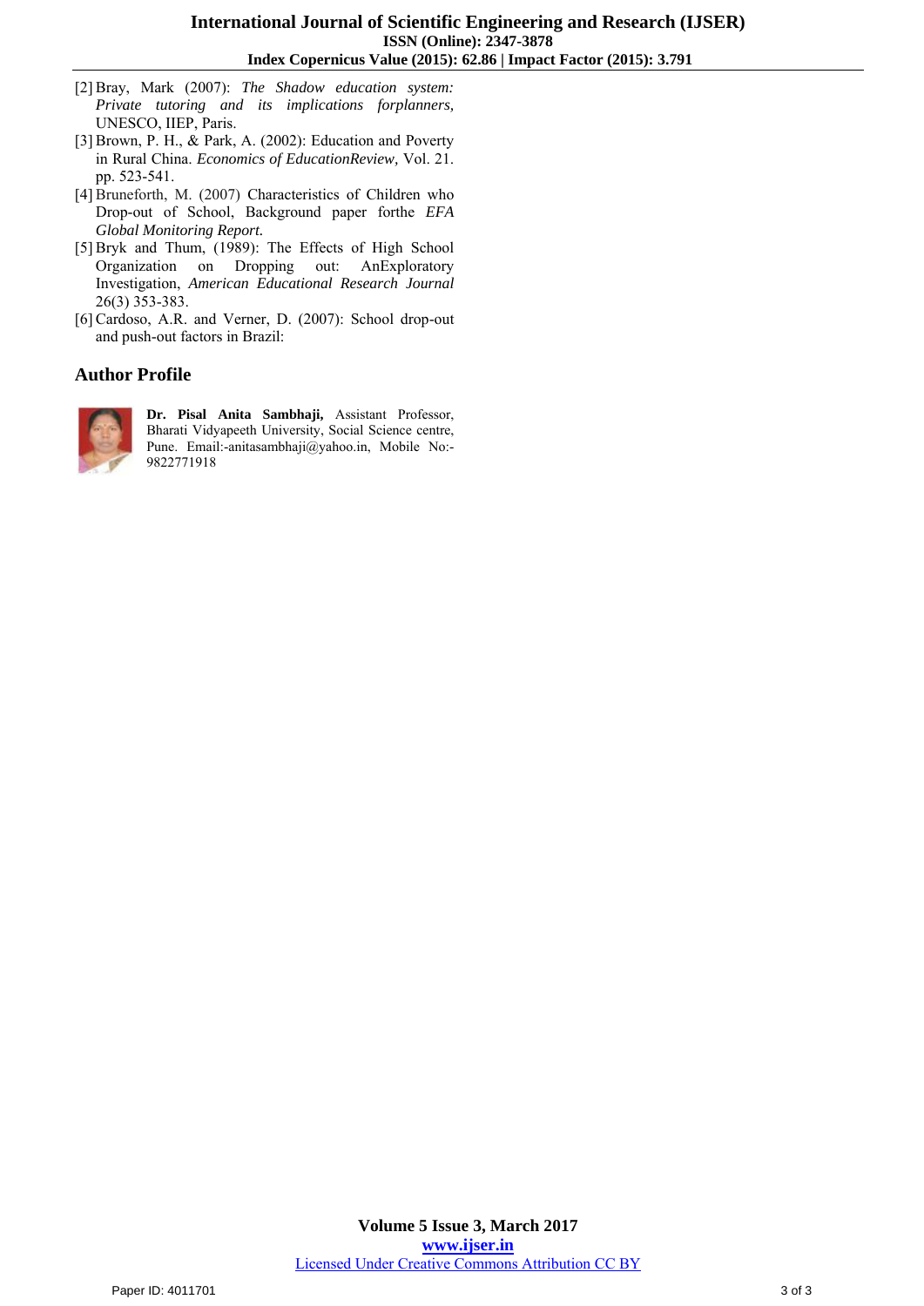[2] Bray, Mark (2007): *The Shadow education system: Private tutoring and its implications forplanners,* UNESCO, IIEP, Paris.

[3] Brown, P. H., & Park, A. (2002): Education and Poverty in Rural China. *Economics of EducationReview,* Vol. 21. pp. 523-541.

[4] Bruneforth, M. (2007) Characteristics of Children who Drop-out of School, Background paper forthe *EFA Global Monitoring Report.*

[5] Bryk and Thum, (1989): The Effects of High School Organization on Dropping out: AnExploratory Investigation, *American Educational Research Journal* 26(3) 353-383.

[6] Cardoso, A.R. and Verner, D. (2007): School drop-out and push-out factors in Brazil:

## Author Profile

**Dr. Pisal Anita Sambhaji,** Assistant Professor, Bharati Vidyapeeth University, Social Science centre, Pune. Email:-anitasambhaji@yahoo.in, Mobile No:-9822771918